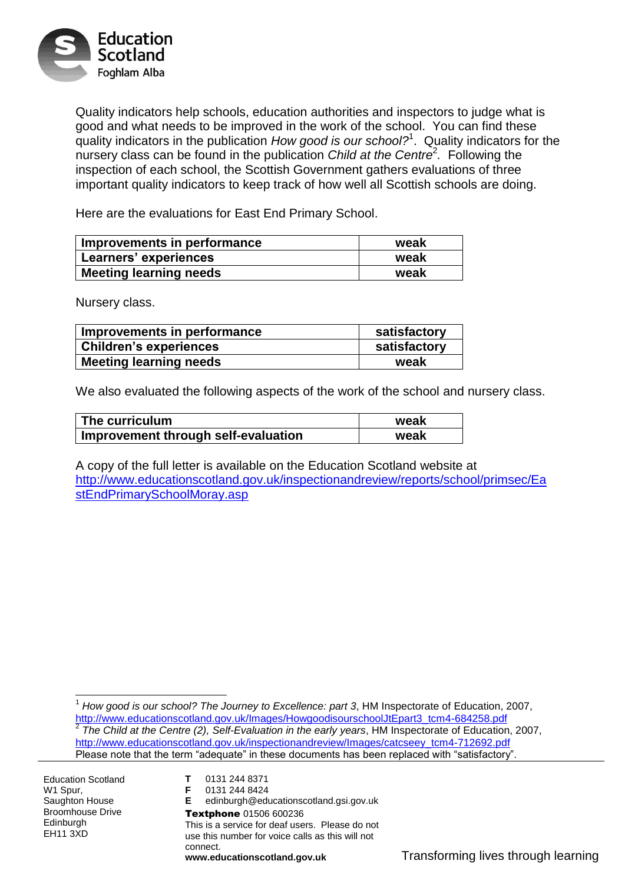Education Scotland
Foghlam Alba

Quality indicators help schools, education authorities and inspectors to judge what is good and what needs to be improved in the work of the school. You can find these quality indicators in the publication *How good is our school?*[1]. Quality indicators for the nursery class can be found in the publication *Child at the Centre*[2]. Following the inspection of each school, the Scottish Government gathers evaluations of three important quality indicators to keep track of how well all Scottish schools are doing.

Here are the evaluations for East End Primary School.

| | |
|---|---|
| **Improvements in performance** | **weak** |
| **Learners' experiences** | **weak** |
| **Meeting learning needs** | **weak** |

Nursery class.

| | |
|---|---|
| **Improvements in performance** | **satisfactory** |
| **Children's experiences** | **satisfactory** |
| **Meeting learning needs** | **weak** |

We also evaluated the following aspects of the work of the school and nursery class.

| | |
|---|---|
| **The curriculum** | **weak** |
| **Improvement through self-evaluation** | **weak** |

A copy of the full letter is available on the Education Scotland website at http://www.educationscotland.gov.uk/inspectionandreview/reports/school/primsec/EastEndPrimarySchoolMoray.asp

---

[1] *How good is our school? The Journey to Excellence: part 3*, HM Inspectorate of Education, 2007, http://www.educationscotland.gov.uk/Images/HowgoodisourschoolJtEpart3_tcm4-684258.pdf

[2] *The Child at the Centre (2), Self-Evaluation in the early years*, HM Inspectorate of Education, 2007, http://www.educationscotland.gov.uk/inspectionandreview/Images/catcseey_tcm4-712692.pdf

Please note that the term "adequate" in these documents has been replaced with "satisfactory".

---

Education Scotland
W1 Spur,
Saughton House
Broomhouse Drive
Edinburgh
EH11 3XD

**T** 0131 244 8371
**F** 0131 244 8424
**E** edinburgh@educationscotland.gsi.gov.uk
**Textphone** 01506 600236
This is a service for deaf users. Please do not use this number for voice calls as this will not connect.
**www.educationscotland.gov.uk**

Transforming lives through learning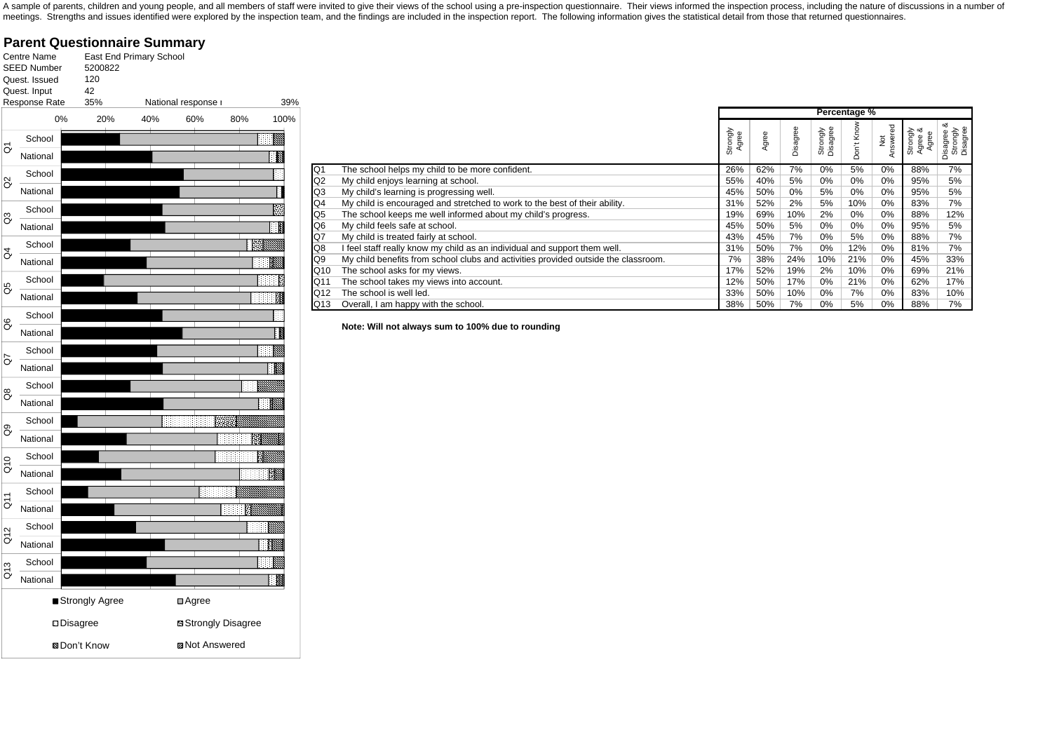A sample of parents, children and young people, and all members of staff were invited to give their views of the school using a pre-inspection questionnaire. Their views informed the inspection process, including the nature of discussions in a number of meetings. Strengths and issues identified were explored by the inspection team, and the findings are included in the inspection report. The following information gives the statistical detail from those that returned questionnaires.

## Parent Questionnaire Summary

| | |
|---|---|
| Centre Name | East End Primary School |
| SEED Number | 5200822 |
| Quest. Issued | 120 |
| Quest. Input | 42 |
| Response Rate | 35% |
| National response rate | 39% |

| | | Percentage % | | | | | | | |
|---|---|---|---|---|---|---|---|---|---|
| | | Strongly Agree | Agree | Disagree | Strongly Disagree | Don't Know | Not Answered | Strongly Agree & Agree | Disagree & Strongly Disagree |
| Q1 | The school helps my child to be more confident. | 26% | 62% | 7% | 0% | 5% | 0% | 88% | 7% |
| Q2 | My child enjoys learning at school. | 55% | 40% | 5% | 0% | 0% | 0% | 95% | 5% |
| Q3 | My child's learning is progressing well. | 45% | 50% | 0% | 5% | 0% | 0% | 95% | 5% |
| Q4 | My child is encouraged and stretched to work to the best of their ability. | 31% | 52% | 2% | 5% | 10% | 0% | 83% | 7% |
| Q5 | The school keeps me well informed about my child's progress. | 19% | 69% | 10% | 2% | 0% | 0% | 88% | 12% |
| Q6 | My child feels safe at school. | 45% | 50% | 5% | 0% | 0% | 0% | 95% | 5% |
| Q7 | My child is treated fairly at school. | 43% | 45% | 7% | 0% | 5% | 0% | 88% | 7% |
| Q8 | I feel staff really know my child as an individual and support them well. | 31% | 50% | 7% | 0% | 12% | 0% | 81% | 7% |
| Q9 | My child benefits from school clubs and activities provided outside the classroom. | 7% | 38% | 24% | 10% | 21% | 0% | 45% | 33% |
| Q10 | The school asks for my views. | 17% | 52% | 19% | 2% | 10% | 0% | 69% | 21% |
| Q11 | The school takes my views into account. | 12% | 50% | 17% | 0% | 21% | 0% | 62% | 17% |
| Q12 | The school is well led. | 33% | 50% | 10% | 0% | 7% | 0% | 83% | 10% |
| Q13 | Overall, I am happy with the school. | 38% | 50% | 7% | 0% | 5% | 0% | 88% | 7% |

**Note: Will not always sum to 100% due to rounding**

Legend: Strongly Agree, Agree, Disagree, Strongly Disagree, Don't Know, Not Answered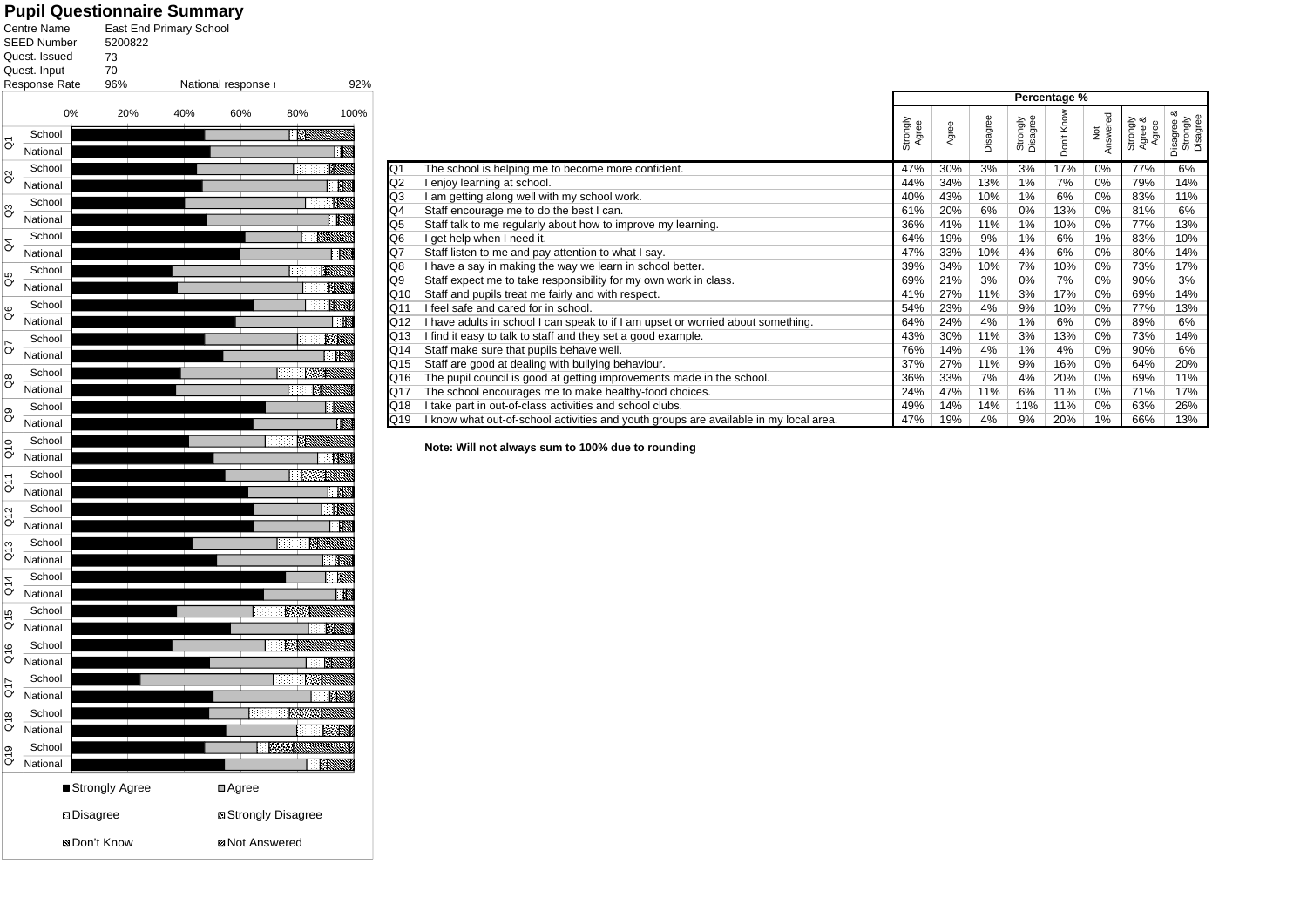# Pupil Questionnaire Summary

| | |
|---|---|
| Centre Name | East End Primary School |
| SEED Number | 5200822 |
| Quest. Issued | 73 |
| Quest. Input | 70 |
| Response Rate | 96% |

National response rate: 92%

Legend: Strongly Agree, Agree, Disagree, Strongly Disagree, Don't Know, Not Answered

| | | Percentage % | | | | | | | |
|---|---|---|---|---|---|---|---|---|---|
| | | Strongly Agree | Agree | Disagree | Strongly Disagree | Don't Know | Not Answered | Strongly Agree & Agree | Disagree & Strongly Disagree |
| Q1 | The school is helping me to become more confident. | 47% | 30% | 3% | 3% | 17% | 0% | 77% | 6% |
| Q2 | I enjoy learning at school. | 44% | 34% | 13% | 1% | 7% | 0% | 79% | 14% |
| Q3 | I am getting along well with my school work. | 40% | 43% | 10% | 1% | 6% | 0% | 83% | 11% |
| Q4 | Staff encourage me to do the best I can. | 61% | 20% | 6% | 0% | 13% | 0% | 81% | 6% |
| Q5 | Staff talk to me regularly about how to improve my learning. | 36% | 41% | 11% | 1% | 10% | 0% | 77% | 13% |
| Q6 | I get help when I need it. | 64% | 19% | 9% | 1% | 6% | 1% | 83% | 10% |
| Q7 | Staff listen to me and pay attention to what I say. | 47% | 33% | 10% | 4% | 6% | 0% | 80% | 14% |
| Q8 | I have a say in making the way we learn in school better. | 39% | 34% | 10% | 7% | 10% | 0% | 73% | 17% |
| Q9 | Staff expect me to take responsibility for my own work in class. | 69% | 21% | 3% | 0% | 7% | 0% | 90% | 3% |
| Q10 | Staff and pupils treat me fairly and with respect. | 41% | 27% | 11% | 3% | 17% | 0% | 69% | 14% |
| Q11 | I feel safe and cared for in school. | 54% | 23% | 4% | 9% | 10% | 0% | 77% | 13% |
| Q12 | I have adults in school I can speak to if I am upset or worried about something. | 64% | 24% | 4% | 1% | 6% | 0% | 89% | 6% |
| Q13 | I find it easy to talk to staff and they set a good example. | 43% | 30% | 11% | 3% | 13% | 0% | 73% | 14% |
| Q14 | Staff make sure that pupils behave well. | 76% | 14% | 4% | 1% | 4% | 0% | 90% | 6% |
| Q15 | Staff are good at dealing with bullying behaviour. | 37% | 27% | 11% | 9% | 16% | 0% | 64% | 20% |
| Q16 | The pupil council is good at getting improvements made in the school. | 36% | 33% | 7% | 4% | 20% | 0% | 69% | 11% |
| Q17 | The school encourages me to make healthy-food choices. | 24% | 47% | 11% | 6% | 11% | 0% | 71% | 17% |
| Q18 | I take part in out-of-class activities and school clubs. | 49% | 14% | 14% | 11% | 11% | 0% | 63% | 26% |
| Q19 | I know what out-of-school activities and youth groups are available in my local area. | 47% | 19% | 4% | 9% | 20% | 1% | 66% | 13% |

**Note: Will not always sum to 100% due to rounding**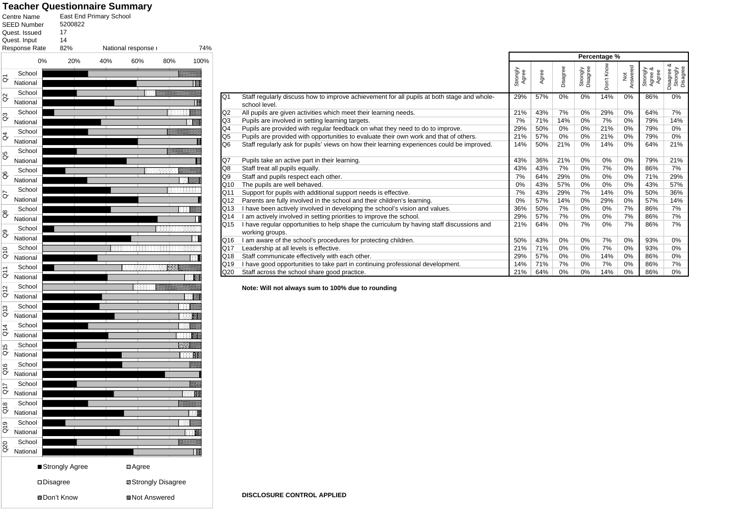# Teacher Questionnaire Summary

| | |
|---|---|
| Centre Name | East End Primary School |
| SEED Number | 5200822 |
| Quest. Issued | 17 |
| Quest. Input | 14 |
| Response Rate | 82% |
| National response rate | 74% |

Legend: Strongly Agree, Agree, Disagree, Strongly Disagree, Don't Know, Not Answered

| | | Percentage % | | | | | | | |
|---|---|---|---|---|---|---|---|---|---|
| | | Strongly Agree | Agree | Disagree | Strongly Disagree | Don't Know | Not Answered | Strongly Agree & Agree | Disagree & Strongly Disagree |
| Q1 | Staff regularly discuss how to improve achievement for all pupils at both stage and whole-school level. | 29% | 57% | 0% | 0% | 14% | 0% | 86% | 0% |
| Q2 | All pupils are given activities which meet their learning needs. | 21% | 43% | 7% | 0% | 29% | 0% | 64% | 7% |
| Q3 | Pupils are involved in setting learning targets. | 7% | 71% | 14% | 0% | 7% | 0% | 79% | 14% |
| Q4 | Pupils are provided with regular feedback on what they need to do to improve. | 29% | 50% | 0% | 0% | 21% | 0% | 79% | 0% |
| Q5 | Pupils are provided with opportunities to evaluate their own work and that of others. | 21% | 57% | 0% | 0% | 21% | 0% | 79% | 0% |
| Q6 | Staff regularly ask for pupils' views on how their learning experiences could be improved. | 14% | 50% | 21% | 0% | 14% | 0% | 64% | 21% |
| Q7 | Pupils take an active part in their learning. | 43% | 36% | 21% | 0% | 0% | 0% | 79% | 21% |
| Q8 | Staff treat all pupils equally. | 43% | 43% | 7% | 0% | 7% | 0% | 86% | 7% |
| Q9 | Staff and pupils respect each other. | 7% | 64% | 29% | 0% | 0% | 0% | 71% | 29% |
| Q10 | The pupils are well behaved. | 0% | 43% | 57% | 0% | 0% | 0% | 43% | 57% |
| Q11 | Support for pupils with additional support needs is effective. | 7% | 43% | 29% | 7% | 14% | 0% | 50% | 36% |
| Q12 | Parents are fully involved in the school and their children's learning. | 0% | 57% | 14% | 0% | 29% | 0% | 57% | 14% |
| Q13 | I have been actively involved in developing the school's vision and values. | 36% | 50% | 7% | 0% | 0% | 7% | 86% | 7% |
| Q14 | I am actively involved in setting priorities to improve the school. | 29% | 57% | 7% | 0% | 0% | 7% | 86% | 7% |
| Q15 | I have regular opportunities to help shape the curriculum by having staff discussions and working groups. | 21% | 64% | 0% | 7% | 0% | 7% | 86% | 7% |
| Q16 | I am aware of the school's procedures for protecting children. | 50% | 43% | 0% | 0% | 7% | 0% | 93% | 0% |
| Q17 | Leadership at all levels is effective. | 21% | 71% | 0% | 0% | 7% | 0% | 93% | 0% |
| Q18 | Staff communicate effectively with each other. | 29% | 57% | 0% | 0% | 14% | 0% | 86% | 0% |
| Q19 | I have good opportunities to take part in continuing professional development. | 14% | 71% | 7% | 0% | 7% | 0% | 86% | 7% |
| Q20 | Staff across the school share good practice. | 21% | 64% | 0% | 0% | 14% | 0% | 86% | 0% |

**Note: Will not always sum to 100% due to rounding**

**DISCLOSURE CONTROL APPLIED**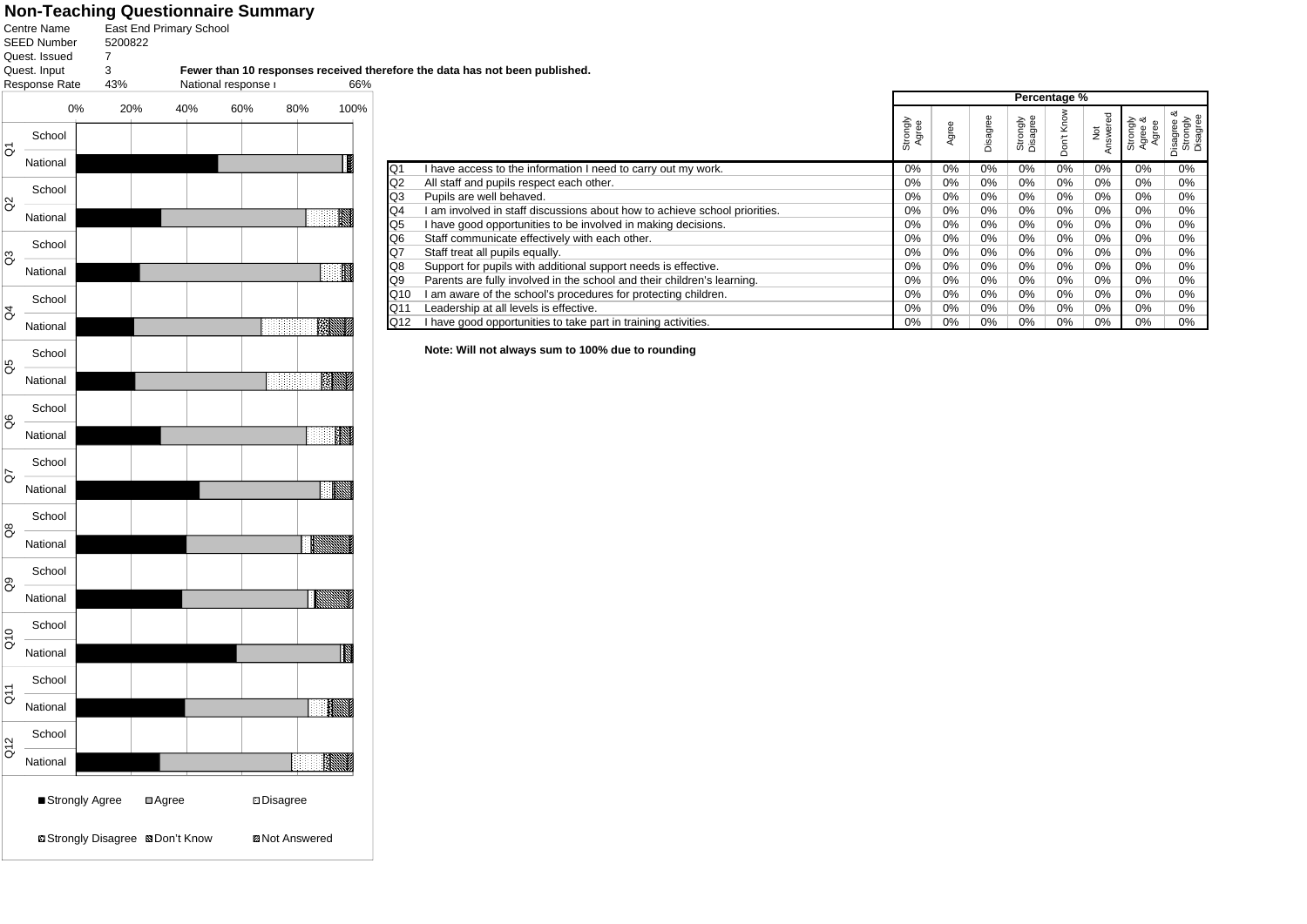# Non-Teaching Questionnaire Summary

Centre Name: East End Primary School
SEED Number: 5200822
Quest. Issued: 7
Quest. Input: 3
Response Rate: 43%    National response rate: 66%

**Fewer than 10 responses received therefore the data has not been published.**

| | | Percentage % | | | | | | | |
|---|---|---|---|---|---|---|---|---|---|
| | | Strongly Agree | Agree | Disagree | Strongly Disagree | Don't Know | Not Answered | Strongly Agree & Agree | Disagree & Strongly Disagree |
| Q1 | I have access to the information I need to carry out my work. | 0% | 0% | 0% | 0% | 0% | 0% | 0% | 0% |
| Q2 | All staff and pupils respect each other. | 0% | 0% | 0% | 0% | 0% | 0% | 0% | 0% |
| Q3 | Pupils are well behaved. | 0% | 0% | 0% | 0% | 0% | 0% | 0% | 0% |
| Q4 | I am involved in staff discussions about how to achieve school priorities. | 0% | 0% | 0% | 0% | 0% | 0% | 0% | 0% |
| Q5 | I have good opportunities to be involved in making decisions. | 0% | 0% | 0% | 0% | 0% | 0% | 0% | 0% |
| Q6 | Staff communicate effectively with each other. | 0% | 0% | 0% | 0% | 0% | 0% | 0% | 0% |
| Q7 | Staff treat all pupils equally. | 0% | 0% | 0% | 0% | 0% | 0% | 0% | 0% |
| Q8 | Support for pupils with additional support needs is effective. | 0% | 0% | 0% | 0% | 0% | 0% | 0% | 0% |
| Q9 | Parents are fully involved in the school and their children's learning. | 0% | 0% | 0% | 0% | 0% | 0% | 0% | 0% |
| Q10 | I am aware of the school's procedures for protecting children. | 0% | 0% | 0% | 0% | 0% | 0% | 0% | 0% |
| Q11 | Leadership at all levels is effective. | 0% | 0% | 0% | 0% | 0% | 0% | 0% | 0% |
| Q12 | I have good opportunities to take part in training activities. | 0% | 0% | 0% | 0% | 0% | 0% | 0% | 0% |

**Note: Will not always sum to 100% due to rounding**

Chart legend: Strongly Agree, Agree, Disagree, Strongly Disagree, Don't Know, Not Answered (School and National bars for Q1–Q12, 0%–100%)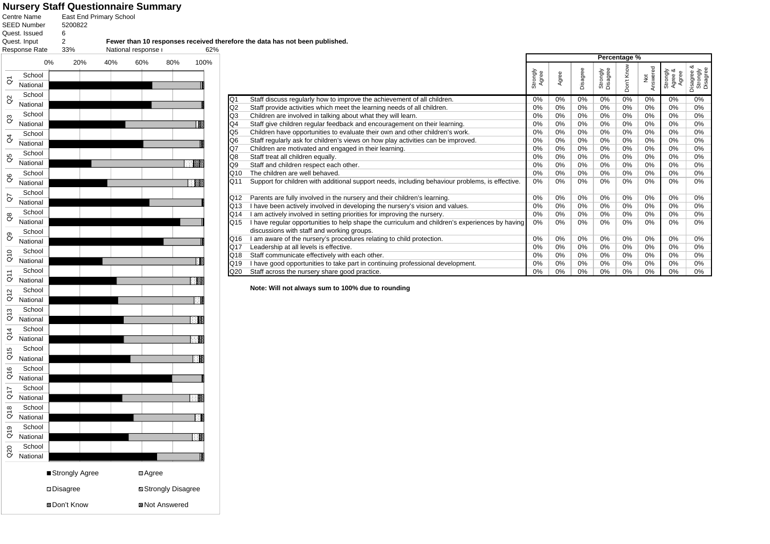# Nursery Staff Questionnaire Summary

| | |
|---|---|
| Centre Name | East End Primary School |
| SEED Number | 5200822 |
| Quest. Issued | 6 |
| Quest. Input | 2 |
| Response Rate | 33% |

**Fewer than 10 responses received therefore the data has not been published.**

National response rate 62%

| | | Percentage % | | | | | | | |
|---|---|---|---|---|---|---|---|---|---|
| | | Strongly Agree | Agree | Disagree | Strongly Disagree | Don't Know | Not Answered | Strongly Agree & Agree | Disagree & Strongly Disagree |
| Q1 | Staff discuss regularly how to improve the achievement of all children. | 0% | 0% | 0% | 0% | 0% | 0% | 0% | 0% |
| Q2 | Staff provide activities which meet the learning needs of all children. | 0% | 0% | 0% | 0% | 0% | 0% | 0% | 0% |
| Q3 | Children are involved in talking about what they will learn. | 0% | 0% | 0% | 0% | 0% | 0% | 0% | 0% |
| Q4 | Staff give children regular feedback and encouragement on their learning. | 0% | 0% | 0% | 0% | 0% | 0% | 0% | 0% |
| Q5 | Children have opportunities to evaluate their own and other children's work. | 0% | 0% | 0% | 0% | 0% | 0% | 0% | 0% |
| Q6 | Staff regularly ask for children's views on how play activities can be improved. | 0% | 0% | 0% | 0% | 0% | 0% | 0% | 0% |
| Q7 | Children are motivated and engaged in their learning. | 0% | 0% | 0% | 0% | 0% | 0% | 0% | 0% |
| Q8 | Staff treat all children equally. | 0% | 0% | 0% | 0% | 0% | 0% | 0% | 0% |
| Q9 | Staff and children respect each other. | 0% | 0% | 0% | 0% | 0% | 0% | 0% | 0% |
| Q10 | The children are well behaved. | 0% | 0% | 0% | 0% | 0% | 0% | 0% | 0% |
| Q11 | Support for children with additional support needs, including behaviour problems, is effective. | 0% | 0% | 0% | 0% | 0% | 0% | 0% | 0% |
| Q12 | Parents are fully involved in the nursery and their children's learning. | 0% | 0% | 0% | 0% | 0% | 0% | 0% | 0% |
| Q13 | I have been actively involved in developing the nursery's vision and values. | 0% | 0% | 0% | 0% | 0% | 0% | 0% | 0% |
| Q14 | I am actively involved in setting priorities for improving the nursery. | 0% | 0% | 0% | 0% | 0% | 0% | 0% | 0% |
| Q15 | I have regular opportunities to help shape the curriculum and children's experiences by having discussions with staff and working groups. | 0% | 0% | 0% | 0% | 0% | 0% | 0% | 0% |
| Q16 | I am aware of the nursery's procedures relating to child protection. | 0% | 0% | 0% | 0% | 0% | 0% | 0% | 0% |
| Q17 | Leadership at all levels is effective. | 0% | 0% | 0% | 0% | 0% | 0% | 0% | 0% |
| Q18 | Staff communicate effectively with each other. | 0% | 0% | 0% | 0% | 0% | 0% | 0% | 0% |
| Q19 | I have good opportunities to take part in continuing professional development. | 0% | 0% | 0% | 0% | 0% | 0% | 0% | 0% |
| Q20 | Staff across the nursery share good practice. | 0% | 0% | 0% | 0% | 0% | 0% | 0% | 0% |

**Note: Will not always sum to 100% due to rounding**

Legend: Strongly Agree, Agree, Disagree, Strongly Disagree, Don't Know, Not Answered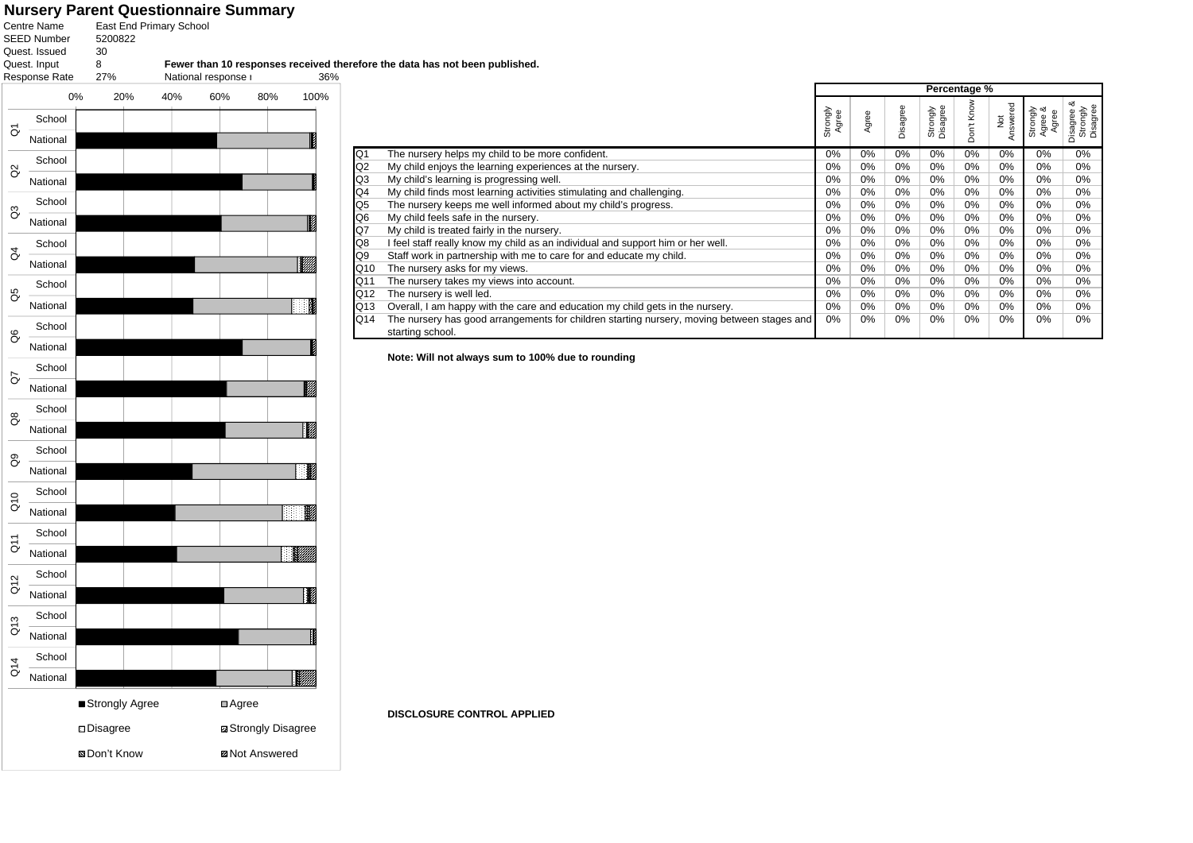# Nursery Parent Questionnaire Summary

Centre Name East End Primary School
SEED Number 5200822
Quest. Issued 30
Quest. Input 8
Response Rate 27%
National response r 36%

**Fewer than 10 responses received therefore the data has not been published.**

0% 20% 40% 60% 80% 100%

Q1 School
Q1 National
Q2 School
Q2 National
Q3 School
Q3 National
Q4 School
Q4 National
Q5 School
Q5 National
Q6 School
Q6 National
Q7 School
Q7 National
Q8 School
Q8 National
Q9 School
Q9 National
Q10 School
Q10 National
Q11 School
Q11 National
Q12 School
Q12 National
Q13 School
Q13 National
Q14 School
Q14 National

Strongly Agree
Agree
Disagree
Strongly Disagree
Don't Know
Not Answered

| | | Percentage % | | | | | | | |
|---|---|---|---|---|---|---|---|---|---|
| | | Strongly Agree | Agree | Disagree | Strongly Disagree | Don't Know | Not Answered | Strongly Agree & Agree | Disagree & Strongly Disagree |
| Q1 | The nursery helps my child to be more confident. | 0% | 0% | 0% | 0% | 0% | 0% | 0% | 0% |
| Q2 | My child enjoys the learning experiences at the nursery. | 0% | 0% | 0% | 0% | 0% | 0% | 0% | 0% |
| Q3 | My child's learning is progressing well. | 0% | 0% | 0% | 0% | 0% | 0% | 0% | 0% |
| Q4 | My child finds most learning activities stimulating and challenging. | 0% | 0% | 0% | 0% | 0% | 0% | 0% | 0% |
| Q5 | The nursery keeps me well informed about my child's progress. | 0% | 0% | 0% | 0% | 0% | 0% | 0% | 0% |
| Q6 | My child feels safe in the nursery. | 0% | 0% | 0% | 0% | 0% | 0% | 0% | 0% |
| Q7 | My child is treated fairly in the nursery. | 0% | 0% | 0% | 0% | 0% | 0% | 0% | 0% |
| Q8 | I feel staff really know my child as an individual and support him or her well. | 0% | 0% | 0% | 0% | 0% | 0% | 0% | 0% |
| Q9 | Staff work in partnership with me to care for and educate my child. | 0% | 0% | 0% | 0% | 0% | 0% | 0% | 0% |
| Q10 | The nursery asks for my views. | 0% | 0% | 0% | 0% | 0% | 0% | 0% | 0% |
| Q11 | The nursery takes my views into account. | 0% | 0% | 0% | 0% | 0% | 0% | 0% | 0% |
| Q12 | The nursery is well led. | 0% | 0% | 0% | 0% | 0% | 0% | 0% | 0% |
| Q13 | Overall, I am happy with the care and education my child gets in the nursery. | 0% | 0% | 0% | 0% | 0% | 0% | 0% | 0% |
| Q14 | The nursery has good arrangements for children starting nursery, moving between stages and starting school. | 0% | 0% | 0% | 0% | 0% | 0% | 0% | 0% |

**Note: Will not always sum to 100% due to rounding**

**DISCLOSURE CONTROL APPLIED**